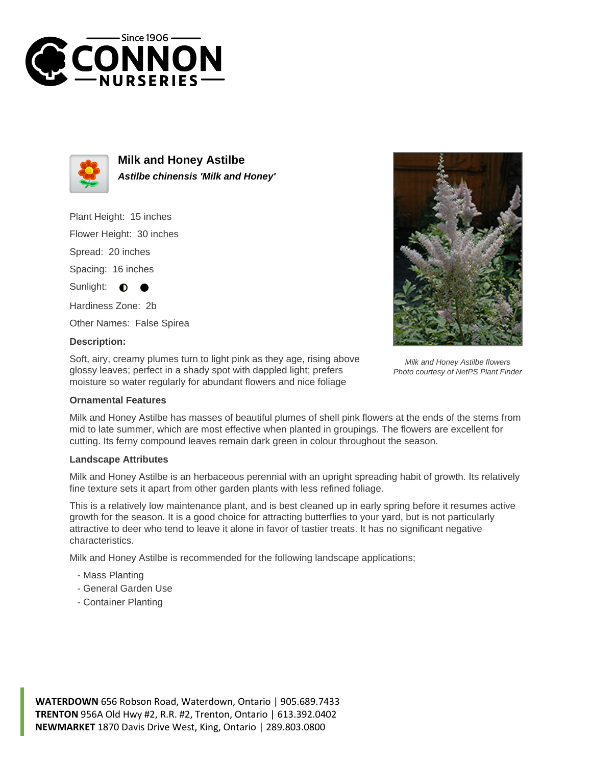# Milk and Honey Astilbe

***Astilbe chinensis 'Milk and Honey'***

Plant Height: 15 inches

Flower Height: 30 inches

Spread: 20 inches

Spacing: 16 inches

Sunlight: ◐ ●

Hardiness Zone: 2b

Other Names: False Spirea

### Description:

Soft, airy, creamy plumes turn to light pink as they age, rising above glossy leaves; perfect in a shady spot with dappled light; prefers moisture so water regularly for abundant flowers and nice foliage

*Milk and Honey Astilbe flowers*
*Photo courtesy of NetPS Plant Finder*

### Ornamental Features

Milk and Honey Astilbe has masses of beautiful plumes of shell pink flowers at the ends of the stems from mid to late summer, which are most effective when planted in groupings. The flowers are excellent for cutting. Its ferny compound leaves remain dark green in colour throughout the season.

### Landscape Attributes

Milk and Honey Astilbe is an herbaceous perennial with an upright spreading habit of growth. Its relatively fine texture sets it apart from other garden plants with less refined foliage.

This is a relatively low maintenance plant, and is best cleaned up in early spring before it resumes active growth for the season. It is a good choice for attracting butterflies to your yard, but is not particularly attractive to deer who tend to leave it alone in favor of tastier treats. It has no significant negative characteristics.

Milk and Honey Astilbe is recommended for the following landscape applications;

- Mass Planting
- General Garden Use
- Container Planting

**WATERDOWN** 656 Robson Road, Waterdown, Ontario | 905.689.7433
**TRENTON** 956A Old Hwy #2, R.R. #2, Trenton, Ontario | 613.392.0402
**NEWMARKET** 1870 Davis Drive West, King, Ontario | 289.803.0800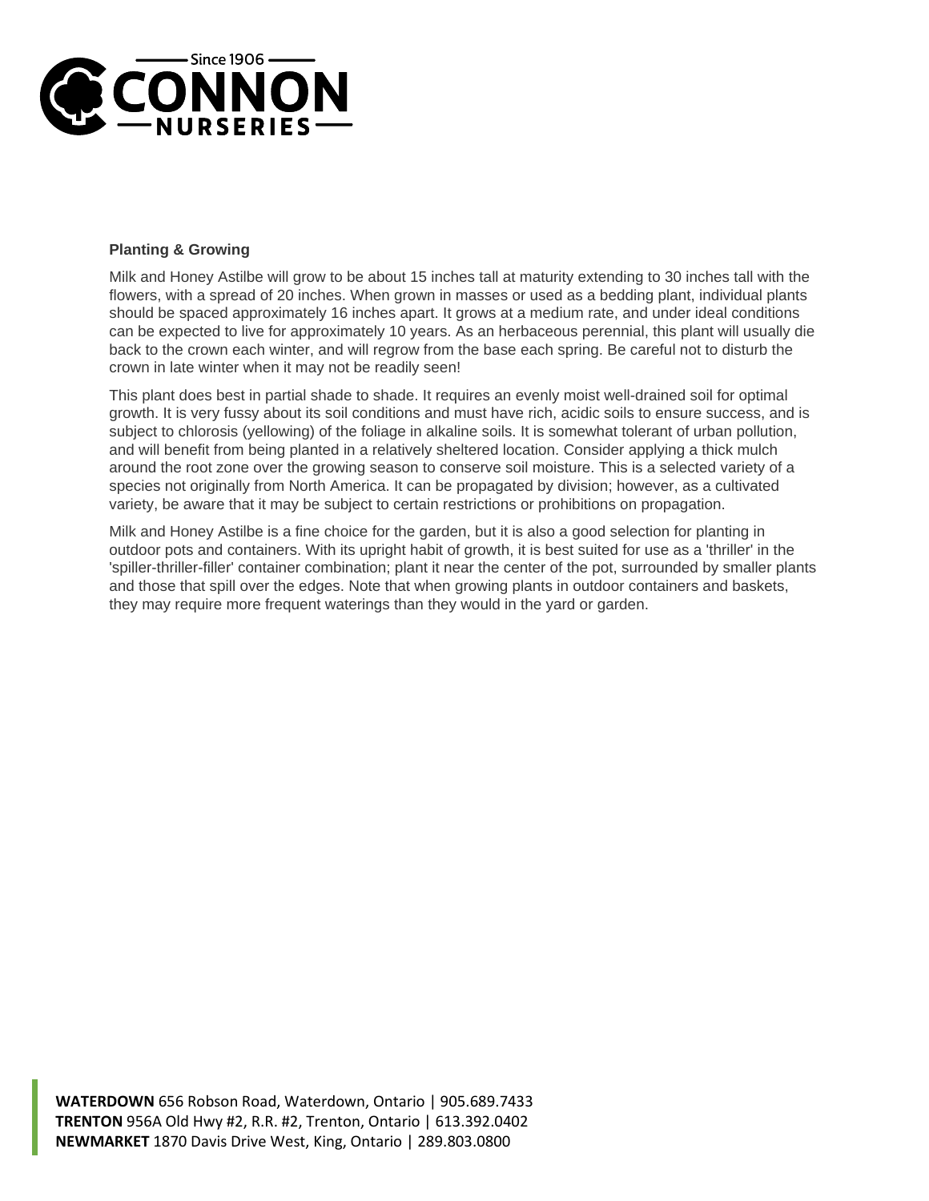### Planting & Growing

Milk and Honey Astilbe will grow to be about 15 inches tall at maturity extending to 30 inches tall with the flowers, with a spread of 20 inches. When grown in masses or used as a bedding plant, individual plants should be spaced approximately 16 inches apart. It grows at a medium rate, and under ideal conditions can be expected to live for approximately 10 years. As an herbaceous perennial, this plant will usually die back to the crown each winter, and will regrow from the base each spring. Be careful not to disturb the crown in late winter when it may not be readily seen!

This plant does best in partial shade to shade. It requires an evenly moist well-drained soil for optimal growth. It is very fussy about its soil conditions and must have rich, acidic soils to ensure success, and is subject to chlorosis (yellowing) of the foliage in alkaline soils. It is somewhat tolerant of urban pollution, and will benefit from being planted in a relatively sheltered location. Consider applying a thick mulch around the root zone over the growing season to conserve soil moisture. This is a selected variety of a species not originally from North America. It can be propagated by division; however, as a cultivated variety, be aware that it may be subject to certain restrictions or prohibitions on propagation.

Milk and Honey Astilbe is a fine choice for the garden, but it is also a good selection for planting in outdoor pots and containers. With its upright habit of growth, it is best suited for use as a 'thriller' in the 'spiller-thriller-filler' container combination; plant it near the center of the pot, surrounded by smaller plants and those that spill over the edges. Note that when growing plants in outdoor containers and baskets, they may require more frequent waterings than they would in the yard or garden.